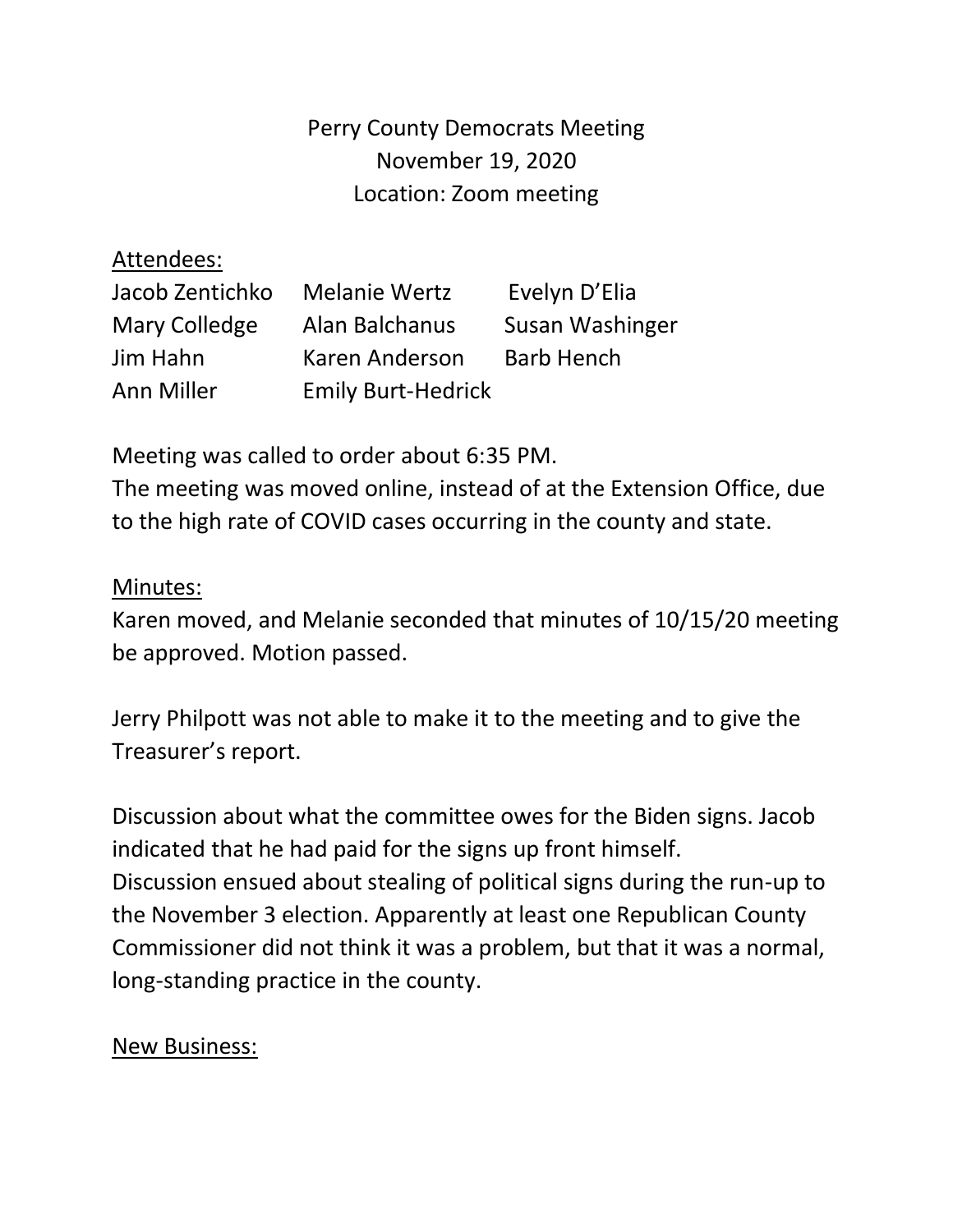# Perry County Democrats Meeting
November 19, 2020
Location: Zoom meeting

Attendees:

| | | |
|---|---|---|
| Jacob Zentichko | Melanie Wertz | Evelyn D'Elia |
| Mary Colledge | Alan Balchanus | Susan Washinger |
| Jim Hahn | Karen Anderson | Barb Hench |
| Ann Miller | Emily Burt-Hedrick | |

Meeting was called to order about 6:35 PM.
The meeting was moved online, instead of at the Extension Office, due to the high rate of COVID cases occurring in the county and state.

Minutes:
Karen moved, and Melanie seconded that minutes of 10/15/20 meeting be approved. Motion passed.

Jerry Philpott was not able to make it to the meeting and to give the Treasurer's report.

Discussion about what the committee owes for the Biden signs. Jacob indicated that he had paid for the signs up front himself.
Discussion ensued about stealing of political signs during the run-up to the November 3 election. Apparently at least one Republican County Commissioner did not think it was a problem, but that it was a normal, long-standing practice in the county.

New Business: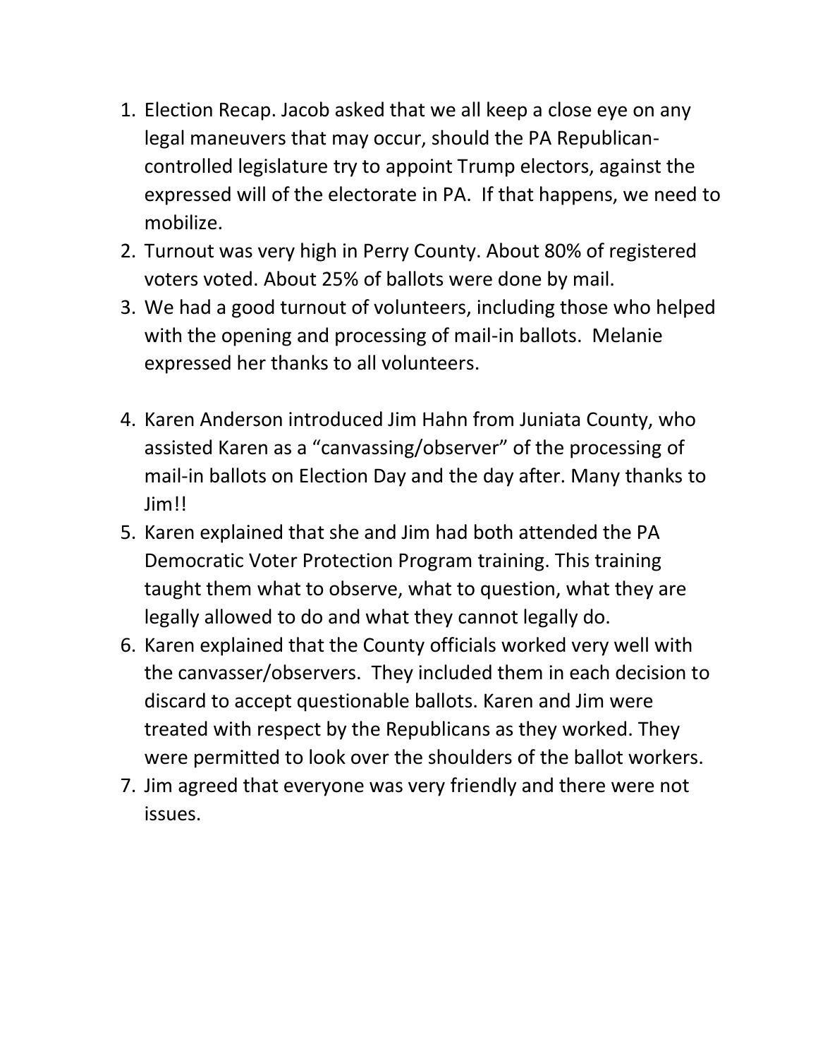1. Election Recap. Jacob asked that we all keep a close eye on any legal maneuvers that may occur, should the PA Republican-controlled legislature try to appoint Trump electors, against the expressed will of the electorate in PA. If that happens, we need to mobilize.
2. Turnout was very high in Perry County. About 80% of registered voters voted. About 25% of ballots were done by mail.
3. We had a good turnout of volunteers, including those who helped with the opening and processing of mail-in ballots. Melanie expressed her thanks to all volunteers.

4. Karen Anderson introduced Jim Hahn from Juniata County, who assisted Karen as a "canvassing/observer" of the processing of mail-in ballots on Election Day and the day after. Many thanks to Jim!!
5. Karen explained that she and Jim had both attended the PA Democratic Voter Protection Program training. This training taught them what to observe, what to question, what they are legally allowed to do and what they cannot legally do.
6. Karen explained that the County officials worked very well with the canvasser/observers. They included them in each decision to discard to accept questionable ballots. Karen and Jim were treated with respect by the Republicans as they worked. They were permitted to look over the shoulders of the ballot workers.
7. Jim agreed that everyone was very friendly and there were not issues.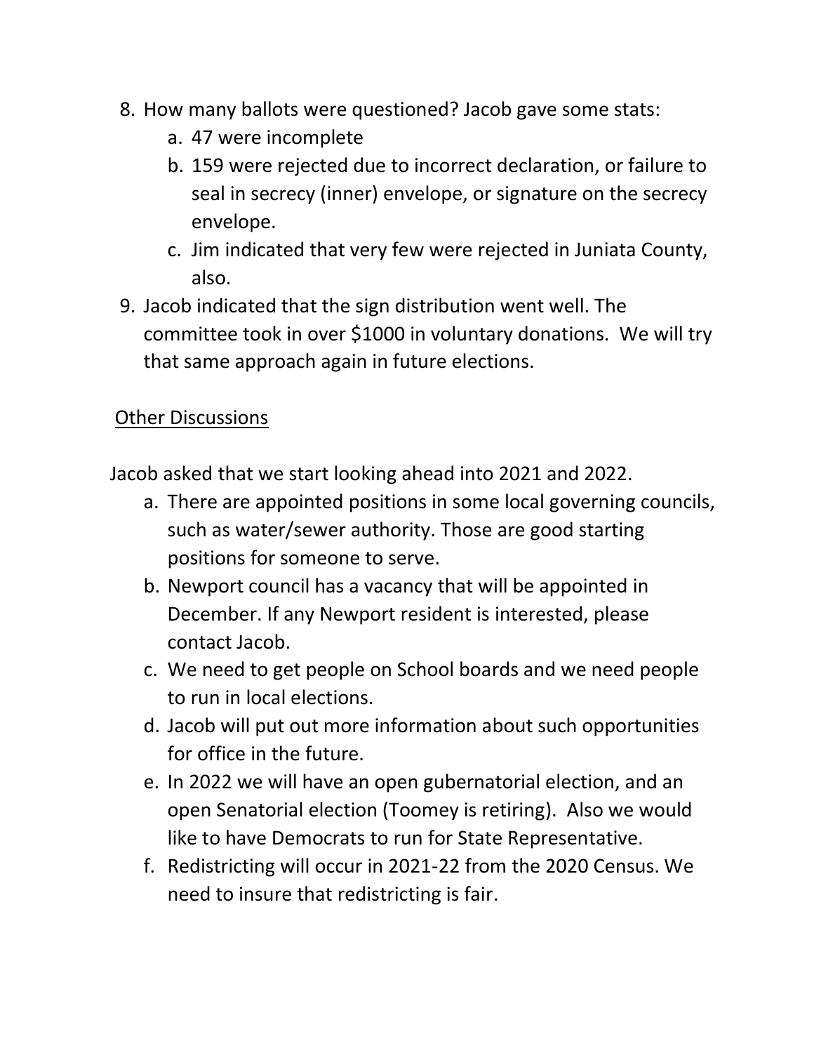8. How many ballots were questioned? Jacob gave some stats:
    a. 47 were incomplete
    b. 159 were rejected due to incorrect declaration, or failure to seal in secrecy (inner) envelope, or signature on the secrecy envelope.
    c. Jim indicated that very few were rejected in Juniata County, also.
9. Jacob indicated that the sign distribution went well. The committee took in over $1000 in voluntary donations. We will try that same approach again in future elections.

<u>Other Discussions</u>

Jacob asked that we start looking ahead into 2021 and 2022.

a. There are appointed positions in some local governing councils, such as water/sewer authority. Those are good starting positions for someone to serve.
b. Newport council has a vacancy that will be appointed in December. If any Newport resident is interested, please contact Jacob.
c. We need to get people on School boards and we need people to run in local elections.
d. Jacob will put out more information about such opportunities for office in the future.
e. In 2022 we will have an open gubernatorial election, and an open Senatorial election (Toomey is retiring). Also we would like to have Democrats to run for State Representative.
f. Redistricting will occur in 2021-22 from the 2020 Census. We need to insure that redistricting is fair.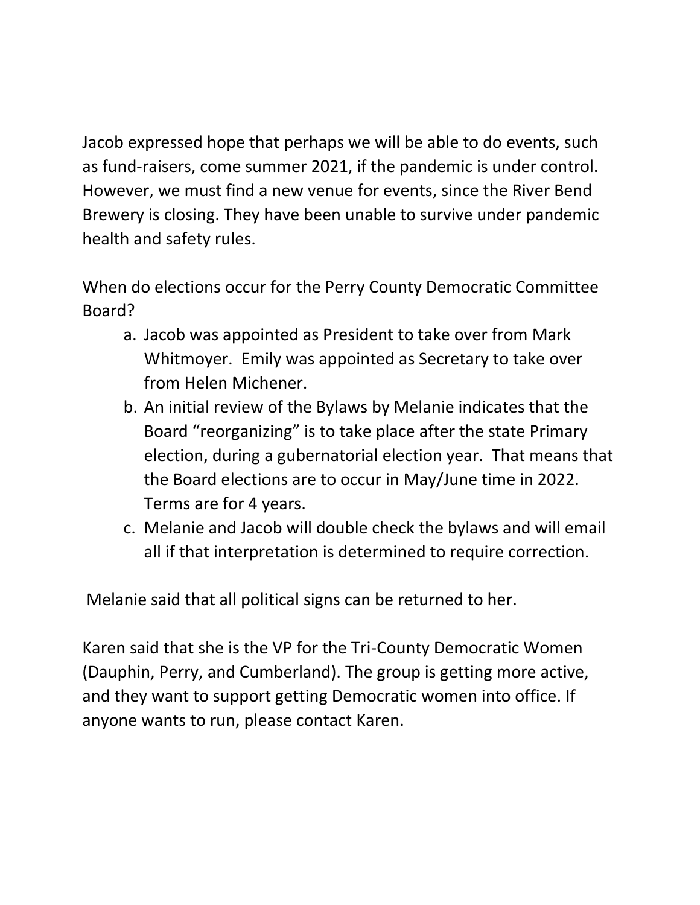Jacob expressed hope that perhaps we will be able to do events, such as fund-raisers, come summer 2021, if the pandemic is under control. However, we must find a new venue for events, since the River Bend Brewery is closing. They have been unable to survive under pandemic health and safety rules.

When do elections occur for the Perry County Democratic Committee Board?

a. Jacob was appointed as President to take over from Mark Whitmoyer. Emily was appointed as Secretary to take over from Helen Michener.
b. An initial review of the Bylaws by Melanie indicates that the Board "reorganizing" is to take place after the state Primary election, during a gubernatorial election year. That means that the Board elections are to occur in May/June time in 2022. Terms are for 4 years.
c. Melanie and Jacob will double check the bylaws and will email all if that interpretation is determined to require correction.

Melanie said that all political signs can be returned to her.

Karen said that she is the VP for the Tri-County Democratic Women (Dauphin, Perry, and Cumberland). The group is getting more active, and they want to support getting Democratic women into office. If anyone wants to run, please contact Karen.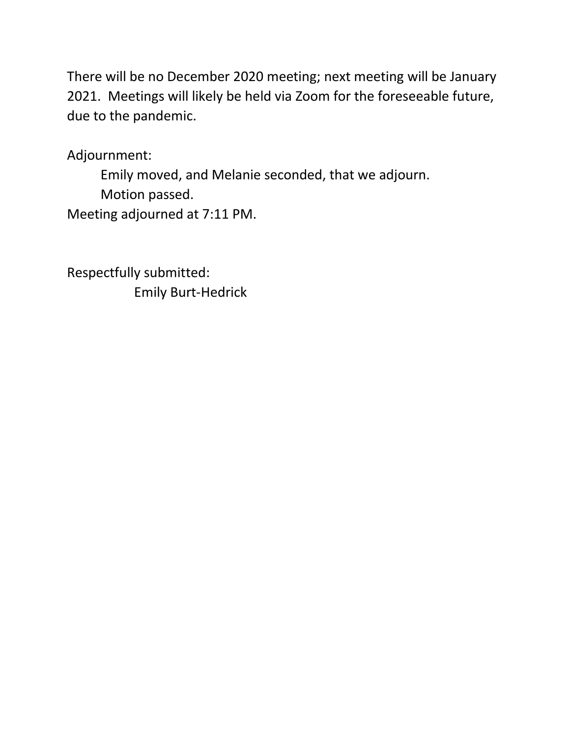There will be no December 2020 meeting; next meeting will be January 2021. Meetings will likely be held via Zoom for the foreseeable future, due to the pandemic.

Adjournment:

Emily moved, and Melanie seconded, that we adjourn.
Motion passed.

Meeting adjourned at 7:11 PM.

Respectfully submitted:
Emily Burt-Hedrick